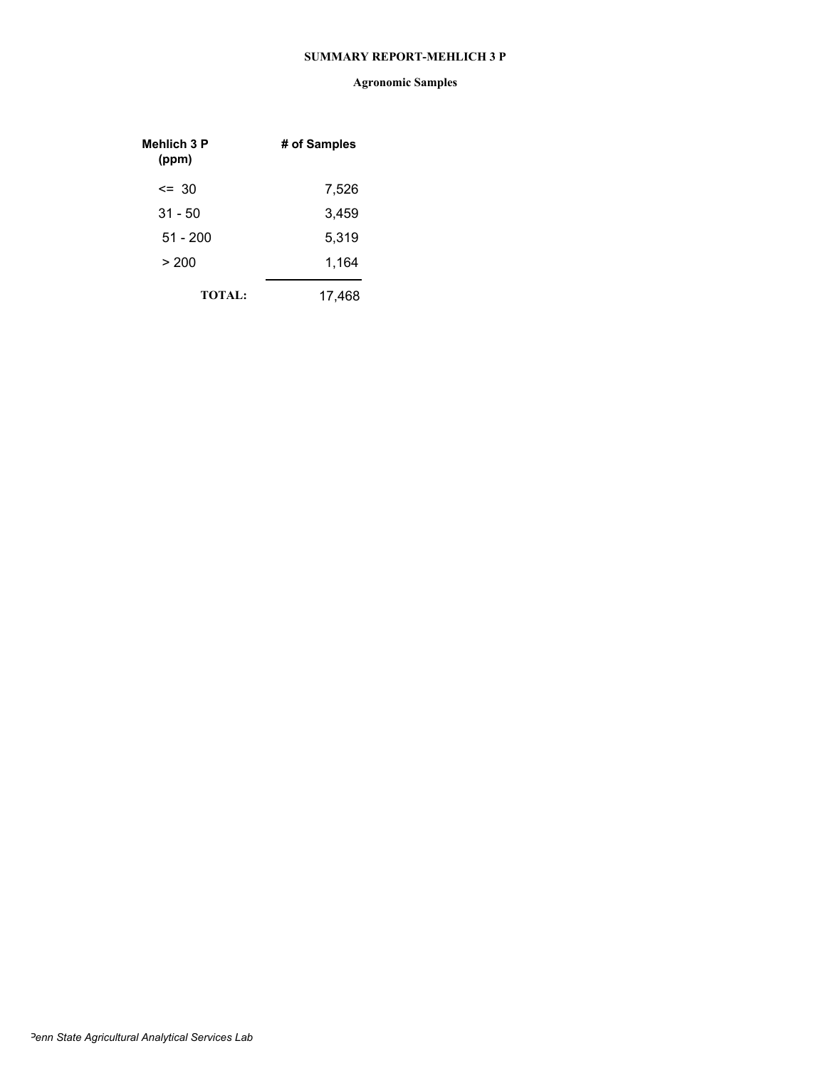# SUMMARY REPORT-MEHLICH 3 P

## Agronomic Samples

| Mehlich 3 P (ppm) | # of Samples |
|---|---|
| <= 30 | 7,526 |
| 31 - 50 | 3,459 |
| 51 - 200 | 5,319 |
| > 200 | 1,164 |
| **TOTAL:** | 17,468 |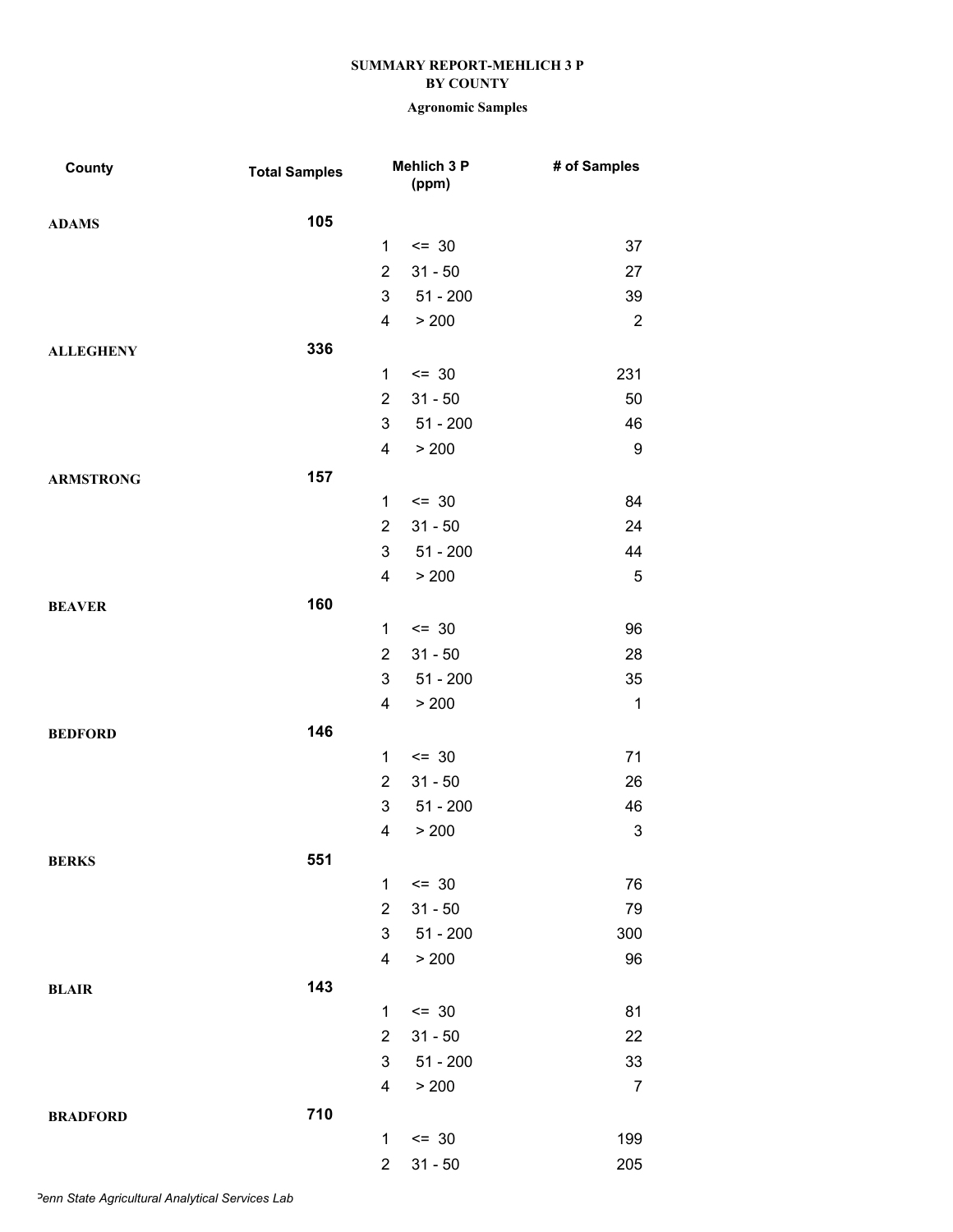**SUMMARY REPORT-MEHLICH 3 P**
**BY COUNTY**

**Agronomic Samples**

| County | Total Samples | | Mehlich 3 P (ppm) | # of Samples |
|---|---|---|---|---|
| **ADAMS** | **105** | | | |
| | | 1 | <= 30 | 37 |
| | | 2 | 31 - 50 | 27 |
| | | 3 | 51 - 200 | 39 |
| | | 4 | > 200 | 2 |
| **ALLEGHENY** | **336** | | | |
| | | 1 | <= 30 | 231 |
| | | 2 | 31 - 50 | 50 |
| | | 3 | 51 - 200 | 46 |
| | | 4 | > 200 | 9 |
| **ARMSTRONG** | **157** | | | |
| | | 1 | <= 30 | 84 |
| | | 2 | 31 - 50 | 24 |
| | | 3 | 51 - 200 | 44 |
| | | 4 | > 200 | 5 |
| **BEAVER** | **160** | | | |
| | | 1 | <= 30 | 96 |
| | | 2 | 31 - 50 | 28 |
| | | 3 | 51 - 200 | 35 |
| | | 4 | > 200 | 1 |
| **BEDFORD** | **146** | | | |
| | | 1 | <= 30 | 71 |
| | | 2 | 31 - 50 | 26 |
| | | 3 | 51 - 200 | 46 |
| | | 4 | > 200 | 3 |
| **BERKS** | **551** | | | |
| | | 1 | <= 30 | 76 |
| | | 2 | 31 - 50 | 79 |
| | | 3 | 51 - 200 | 300 |
| | | 4 | > 200 | 96 |
| **BLAIR** | **143** | | | |
| | | 1 | <= 30 | 81 |
| | | 2 | 31 - 50 | 22 |
| | | 3 | 51 - 200 | 33 |
| | | 4 | > 200 | 7 |
| **BRADFORD** | **710** | | | |
| | | 1 | <= 30 | 199 |
| | | 2 | 31 - 50 | 205 |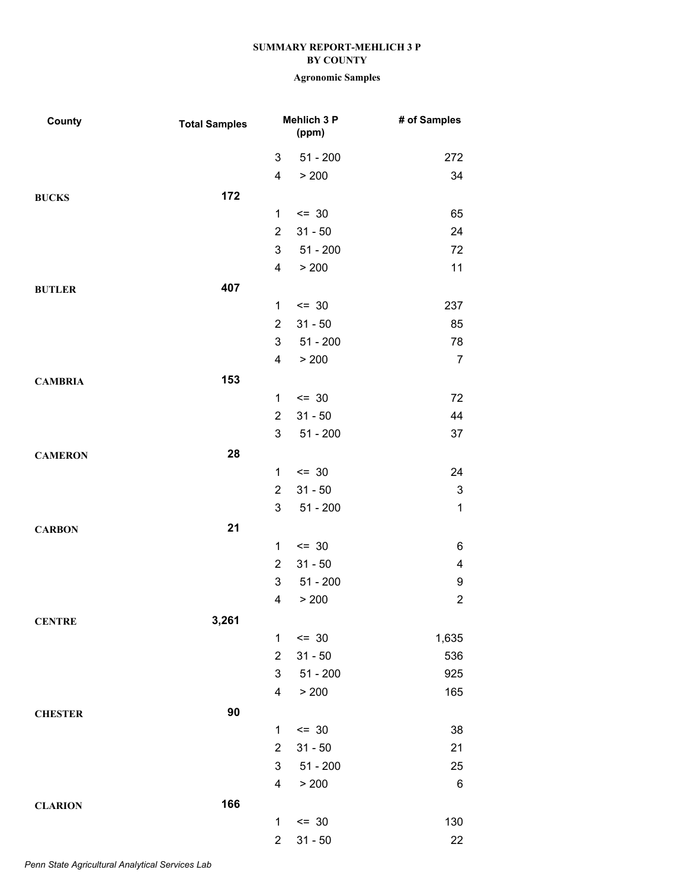**SUMMARY REPORT-MEHLICH 3 P**
**BY COUNTY**

**Agronomic Samples**

| County | Total Samples | | Mehlich 3 P (ppm) | # of Samples |
|---|---|---|---|---|
| | | 3 | 51 - 200 | 272 |
| | | 4 | > 200 | 34 |
| **BUCKS** | **172** | | | |
| | | 1 | <= 30 | 65 |
| | | 2 | 31 - 50 | 24 |
| | | 3 | 51 - 200 | 72 |
| | | 4 | > 200 | 11 |
| **BUTLER** | **407** | | | |
| | | 1 | <= 30 | 237 |
| | | 2 | 31 - 50 | 85 |
| | | 3 | 51 - 200 | 78 |
| | | 4 | > 200 | 7 |
| **CAMBRIA** | **153** | | | |
| | | 1 | <= 30 | 72 |
| | | 2 | 31 - 50 | 44 |
| | | 3 | 51 - 200 | 37 |
| **CAMERON** | **28** | | | |
| | | 1 | <= 30 | 24 |
| | | 2 | 31 - 50 | 3 |
| | | 3 | 51 - 200 | 1 |
| **CARBON** | **21** | | | |
| | | 1 | <= 30 | 6 |
| | | 2 | 31 - 50 | 4 |
| | | 3 | 51 - 200 | 9 |
| | | 4 | > 200 | 2 |
| **CENTRE** | **3,261** | | | |
| | | 1 | <= 30 | 1,635 |
| | | 2 | 31 - 50 | 536 |
| | | 3 | 51 - 200 | 925 |
| | | 4 | > 200 | 165 |
| **CHESTER** | **90** | | | |
| | | 1 | <= 30 | 38 |
| | | 2 | 31 - 50 | 21 |
| | | 3 | 51 - 200 | 25 |
| | | 4 | > 200 | 6 |
| **CLARION** | **166** | | | |
| | | 1 | <= 30 | 130 |
| | | 2 | 31 - 50 | 22 |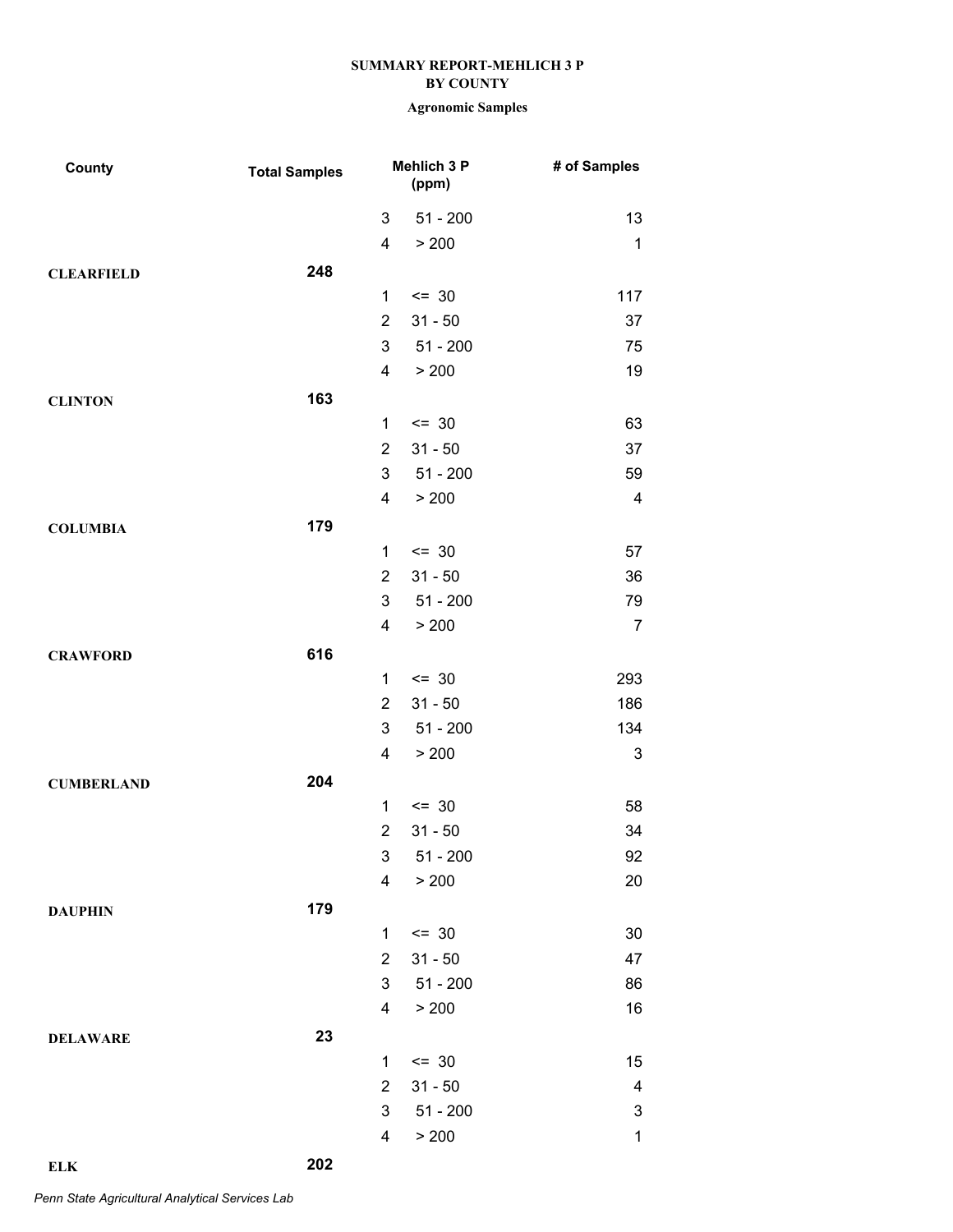**SUMMARY REPORT-MEHLICH 3 P**
**BY COUNTY**

**Agronomic Samples**

| County | Total Samples | | Mehlich 3 P (ppm) | # of Samples |
|---|---|---|---|---|
| | | 3 | 51 - 200 | 13 |
| | | 4 | > 200 | 1 |
| **CLEARFIELD** | **248** | | | |
| | | 1 | <= 30 | 117 |
| | | 2 | 31 - 50 | 37 |
| | | 3 | 51 - 200 | 75 |
| | | 4 | > 200 | 19 |
| **CLINTON** | **163** | | | |
| | | 1 | <= 30 | 63 |
| | | 2 | 31 - 50 | 37 |
| | | 3 | 51 - 200 | 59 |
| | | 4 | > 200 | 4 |
| **COLUMBIA** | **179** | | | |
| | | 1 | <= 30 | 57 |
| | | 2 | 31 - 50 | 36 |
| | | 3 | 51 - 200 | 79 |
| | | 4 | > 200 | 7 |
| **CRAWFORD** | **616** | | | |
| | | 1 | <= 30 | 293 |
| | | 2 | 31 - 50 | 186 |
| | | 3 | 51 - 200 | 134 |
| | | 4 | > 200 | 3 |
| **CUMBERLAND** | **204** | | | |
| | | 1 | <= 30 | 58 |
| | | 2 | 31 - 50 | 34 |
| | | 3 | 51 - 200 | 92 |
| | | 4 | > 200 | 20 |
| **DAUPHIN** | **179** | | | |
| | | 1 | <= 30 | 30 |
| | | 2 | 31 - 50 | 47 |
| | | 3 | 51 - 200 | 86 |
| | | 4 | > 200 | 16 |
| **DELAWARE** | **23** | | | |
| | | 1 | <= 30 | 15 |
| | | 2 | 31 - 50 | 4 |
| | | 3 | 51 - 200 | 3 |
| | | 4 | > 200 | 1 |
| **ELK** | **202** | | | |

*Penn State Agricultural Analytical Services Lab*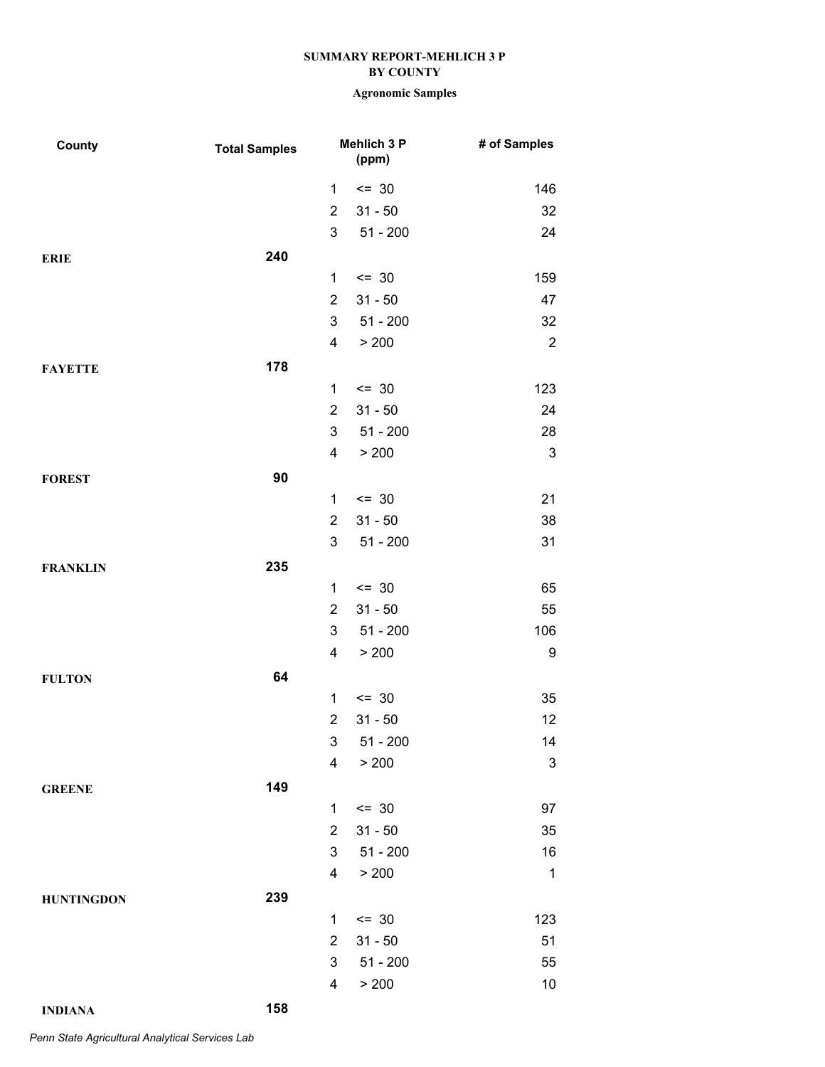**SUMMARY REPORT-MEHLICH 3 P**
**BY COUNTY**

**Agronomic Samples**

| County | Total Samples | Mehlich 3 P (ppm) | | # of Samples |
|---|---|---|---|---|
| | | 1 | <= 30 | 146 |
| | | 2 | 31 - 50 | 32 |
| | | 3 | 51 - 200 | 24 |
| **ERIE** | **240** | | | |
| | | 1 | <= 30 | 159 |
| | | 2 | 31 - 50 | 47 |
| | | 3 | 51 - 200 | 32 |
| | | 4 | > 200 | 2 |
| **FAYETTE** | **178** | | | |
| | | 1 | <= 30 | 123 |
| | | 2 | 31 - 50 | 24 |
| | | 3 | 51 - 200 | 28 |
| | | 4 | > 200 | 3 |
| **FOREST** | **90** | | | |
| | | 1 | <= 30 | 21 |
| | | 2 | 31 - 50 | 38 |
| | | 3 | 51 - 200 | 31 |
| **FRANKLIN** | **235** | | | |
| | | 1 | <= 30 | 65 |
| | | 2 | 31 - 50 | 55 |
| | | 3 | 51 - 200 | 106 |
| | | 4 | > 200 | 9 |
| **FULTON** | **64** | | | |
| | | 1 | <= 30 | 35 |
| | | 2 | 31 - 50 | 12 |
| | | 3 | 51 - 200 | 14 |
| | | 4 | > 200 | 3 |
| **GREENE** | **149** | | | |
| | | 1 | <= 30 | 97 |
| | | 2 | 31 - 50 | 35 |
| | | 3 | 51 - 200 | 16 |
| | | 4 | > 200 | 1 |
| **HUNTINGDON** | **239** | | | |
| | | 1 | <= 30 | 123 |
| | | 2 | 31 - 50 | 51 |
| | | 3 | 51 - 200 | 55 |
| | | 4 | > 200 | 10 |
| **INDIANA** | **158** | | | |

*Penn State Agricultural Analytical Services Lab*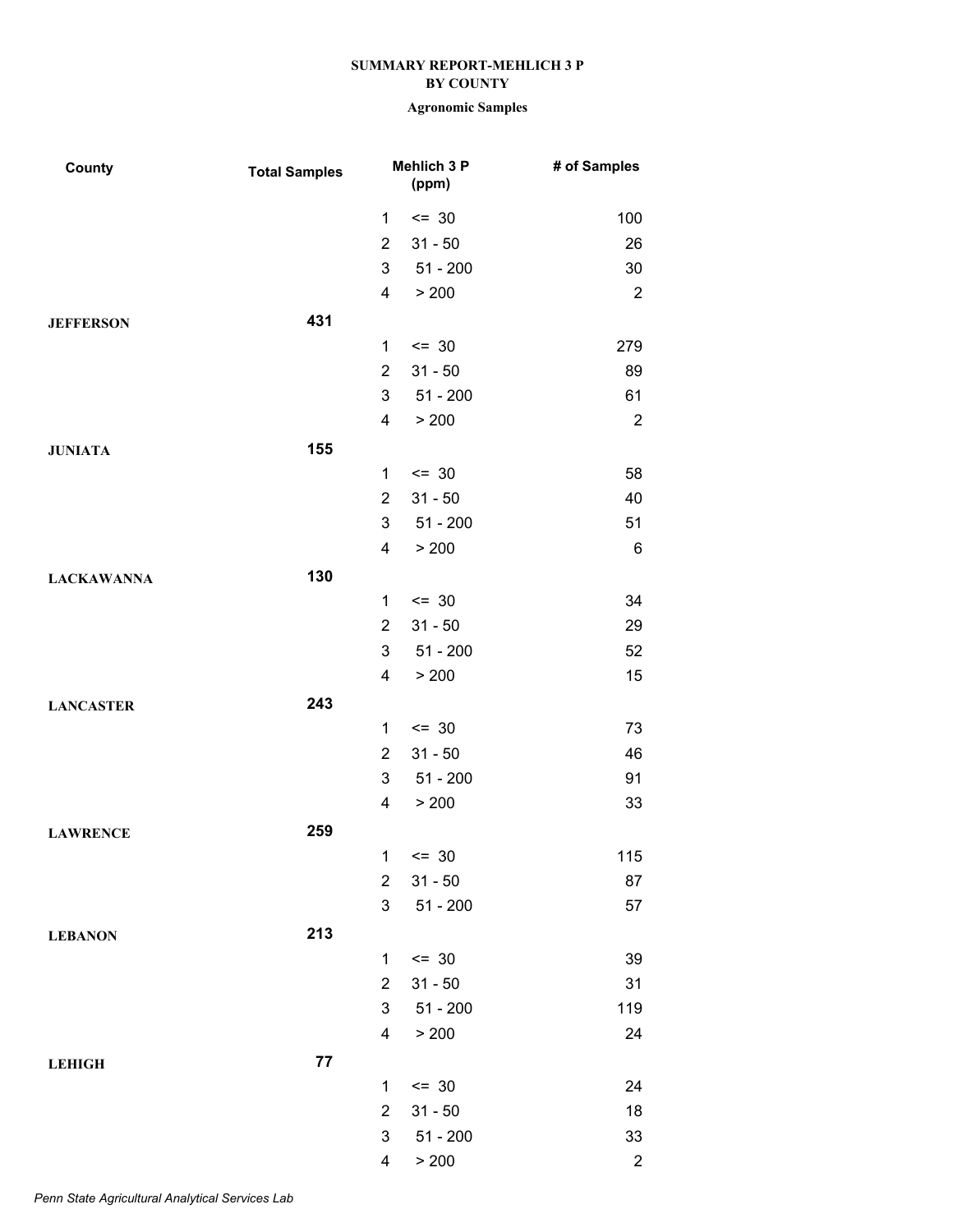**SUMMARY REPORT-MEHLICH 3 P**
**BY COUNTY**

**Agronomic Samples**

| County | Total Samples | Mehlich 3 P (ppm) | | # of Samples |
|---|---|---|---|---|
| | | 1 | <= 30 | 100 |
| | | 2 | 31 - 50 | 26 |
| | | 3 | 51 - 200 | 30 |
| | | 4 | > 200 | 2 |
| **JEFFERSON** | **431** | | | |
| | | 1 | <= 30 | 279 |
| | | 2 | 31 - 50 | 89 |
| | | 3 | 51 - 200 | 61 |
| | | 4 | > 200 | 2 |
| **JUNIATA** | **155** | | | |
| | | 1 | <= 30 | 58 |
| | | 2 | 31 - 50 | 40 |
| | | 3 | 51 - 200 | 51 |
| | | 4 | > 200 | 6 |
| **LACKAWANNA** | **130** | | | |
| | | 1 | <= 30 | 34 |
| | | 2 | 31 - 50 | 29 |
| | | 3 | 51 - 200 | 52 |
| | | 4 | > 200 | 15 |
| **LANCASTER** | **243** | | | |
| | | 1 | <= 30 | 73 |
| | | 2 | 31 - 50 | 46 |
| | | 3 | 51 - 200 | 91 |
| | | 4 | > 200 | 33 |
| **LAWRENCE** | **259** | | | |
| | | 1 | <= 30 | 115 |
| | | 2 | 31 - 50 | 87 |
| | | 3 | 51 - 200 | 57 |
| **LEBANON** | **213** | | | |
| | | 1 | <= 30 | 39 |
| | | 2 | 31 - 50 | 31 |
| | | 3 | 51 - 200 | 119 |
| | | 4 | > 200 | 24 |
| **LEHIGH** | **77** | | | |
| | | 1 | <= 30 | 24 |
| | | 2 | 31 - 50 | 18 |
| | | 3 | 51 - 200 | 33 |
| | | 4 | > 200 | 2 |

*Penn State Agricultural Analytical Services Lab*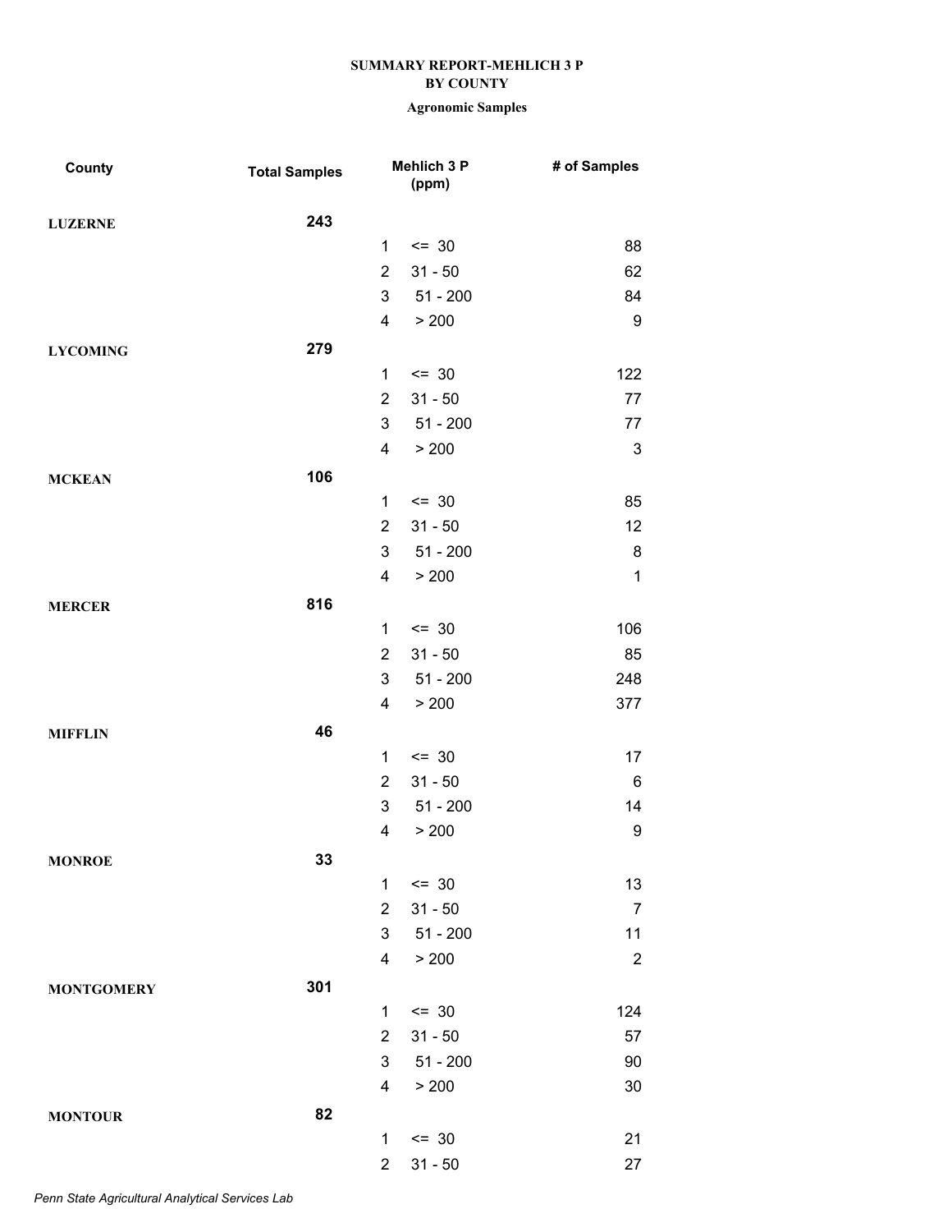# SUMMARY REPORT-MEHLICH 3 P
## BY COUNTY
### Agronomic Samples

| County | Total Samples | Mehlich 3 P (ppm) | | # of Samples |
|---|---|---|---|---|
| LUZERNE | 243 | | | |
| | | 1 | <= 30 | 88 |
| | | 2 | 31 - 50 | 62 |
| | | 3 | 51 - 200 | 84 |
| | | 4 | > 200 | 9 |
| LYCOMING | 279 | | | |
| | | 1 | <= 30 | 122 |
| | | 2 | 31 - 50 | 77 |
| | | 3 | 51 - 200 | 77 |
| | | 4 | > 200 | 3 |
| MCKEAN | 106 | | | |
| | | 1 | <= 30 | 85 |
| | | 2 | 31 - 50 | 12 |
| | | 3 | 51 - 200 | 8 |
| | | 4 | > 200 | 1 |
| MERCER | 816 | | | |
| | | 1 | <= 30 | 106 |
| | | 2 | 31 - 50 | 85 |
| | | 3 | 51 - 200 | 248 |
| | | 4 | > 200 | 377 |
| MIFFLIN | 46 | | | |
| | | 1 | <= 30 | 17 |
| | | 2 | 31 - 50 | 6 |
| | | 3 | 51 - 200 | 14 |
| | | 4 | > 200 | 9 |
| MONROE | 33 | | | |
| | | 1 | <= 30 | 13 |
| | | 2 | 31 - 50 | 7 |
| | | 3 | 51 - 200 | 11 |
| | | 4 | > 200 | 2 |
| MONTGOMERY | 301 | | | |
| | | 1 | <= 30 | 124 |
| | | 2 | 31 - 50 | 57 |
| | | 3 | 51 - 200 | 90 |
| | | 4 | > 200 | 30 |
| MONTOUR | 82 | | | |
| | | 1 | <= 30 | 21 |
| | | 2 | 31 - 50 | 27 |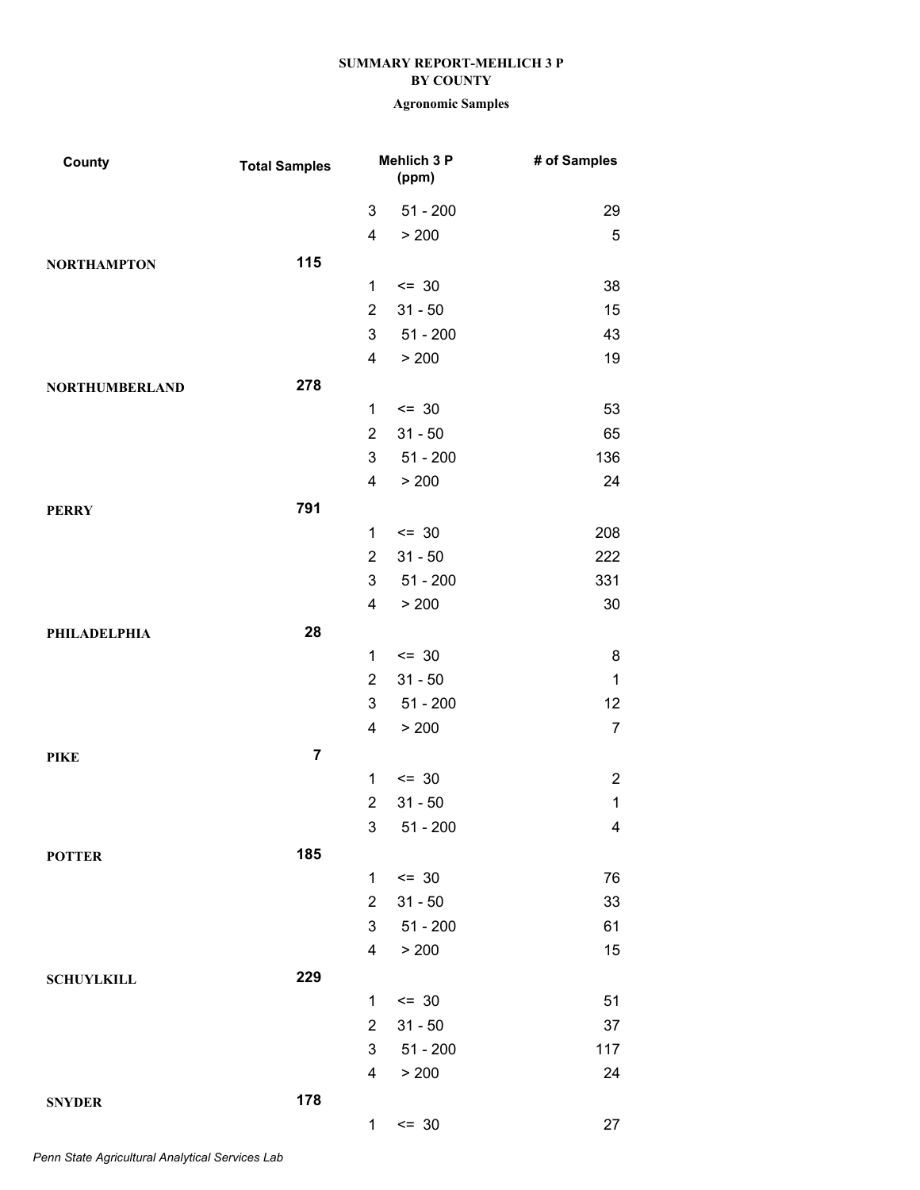**SUMMARY REPORT-MEHLICH 3 P**
**BY COUNTY**

**Agronomic Samples**

| County | Total Samples | Mehlich 3 P (ppm) | | # of Samples |
|---|---|---|---|---|
| | | 3 | 51 - 200 | 29 |
| | | 4 | > 200 | 5 |
| **NORTHAMPTON** | **115** | | | |
| | | 1 | <= 30 | 38 |
| | | 2 | 31 - 50 | 15 |
| | | 3 | 51 - 200 | 43 |
| | | 4 | > 200 | 19 |
| **NORTHUMBERLAND** | **278** | | | |
| | | 1 | <= 30 | 53 |
| | | 2 | 31 - 50 | 65 |
| | | 3 | 51 - 200 | 136 |
| | | 4 | > 200 | 24 |
| **PERRY** | **791** | | | |
| | | 1 | <= 30 | 208 |
| | | 2 | 31 - 50 | 222 |
| | | 3 | 51 - 200 | 331 |
| | | 4 | > 200 | 30 |
| **PHILADELPHIA** | **28** | | | |
| | | 1 | <= 30 | 8 |
| | | 2 | 31 - 50 | 1 |
| | | 3 | 51 - 200 | 12 |
| | | 4 | > 200 | 7 |
| **PIKE** | **7** | | | |
| | | 1 | <= 30 | 2 |
| | | 2 | 31 - 50 | 1 |
| | | 3 | 51 - 200 | 4 |
| **POTTER** | **185** | | | |
| | | 1 | <= 30 | 76 |
| | | 2 | 31 - 50 | 33 |
| | | 3 | 51 - 200 | 61 |
| | | 4 | > 200 | 15 |
| **SCHUYLKILL** | **229** | | | |
| | | 1 | <= 30 | 51 |
| | | 2 | 31 - 50 | 37 |
| | | 3 | 51 - 200 | 117 |
| | | 4 | > 200 | 24 |
| **SNYDER** | **178** | | | |
| | | 1 | <= 30 | 27 |

*Penn State Agricultural Analytical Services Lab*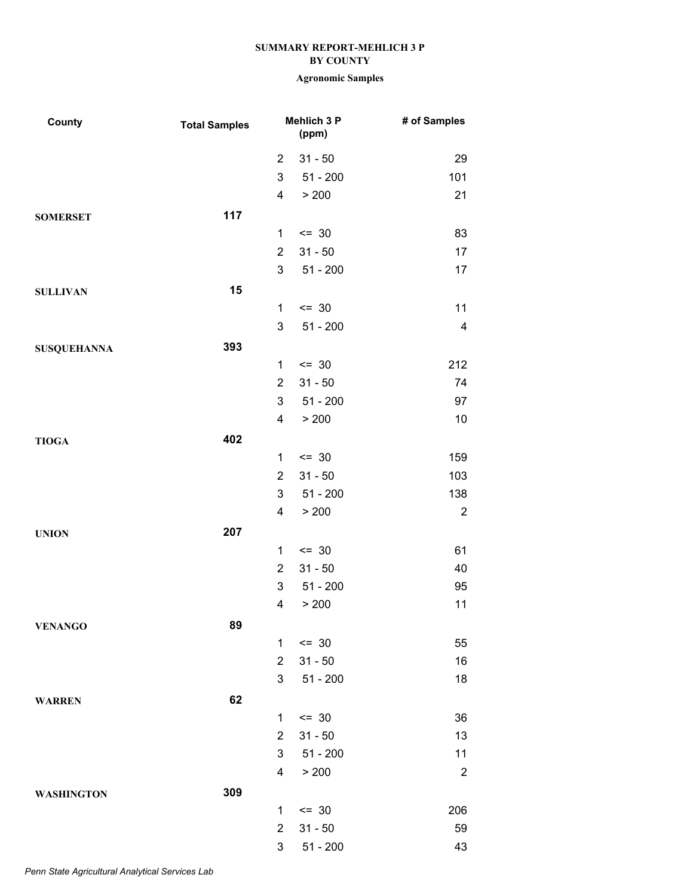**SUMMARY REPORT-MEHLICH 3 P**
**BY COUNTY**

**Agronomic Samples**

| County | Total Samples | Mehlich 3 P (ppm) | | # of Samples |
|---|---|---|---|---|
| | | 2 | 31 - 50 | 29 |
| | | 3 | 51 - 200 | 101 |
| | | 4 | > 200 | 21 |
| **SOMERSET** | **117** | | | |
| | | 1 | <= 30 | 83 |
| | | 2 | 31 - 50 | 17 |
| | | 3 | 51 - 200 | 17 |
| **SULLIVAN** | **15** | | | |
| | | 1 | <= 30 | 11 |
| | | 3 | 51 - 200 | 4 |
| **SUSQUEHANNA** | **393** | | | |
| | | 1 | <= 30 | 212 |
| | | 2 | 31 - 50 | 74 |
| | | 3 | 51 - 200 | 97 |
| | | 4 | > 200 | 10 |
| **TIOGA** | **402** | | | |
| | | 1 | <= 30 | 159 |
| | | 2 | 31 - 50 | 103 |
| | | 3 | 51 - 200 | 138 |
| | | 4 | > 200 | 2 |
| **UNION** | **207** | | | |
| | | 1 | <= 30 | 61 |
| | | 2 | 31 - 50 | 40 |
| | | 3 | 51 - 200 | 95 |
| | | 4 | > 200 | 11 |
| **VENANGO** | **89** | | | |
| | | 1 | <= 30 | 55 |
| | | 2 | 31 - 50 | 16 |
| | | 3 | 51 - 200 | 18 |
| **WARREN** | **62** | | | |
| | | 1 | <= 30 | 36 |
| | | 2 | 31 - 50 | 13 |
| | | 3 | 51 - 200 | 11 |
| | | 4 | > 200 | 2 |
| **WASHINGTON** | **309** | | | |
| | | 1 | <= 30 | 206 |
| | | 2 | 31 - 50 | 59 |
| | | 3 | 51 - 200 | 43 |

*Penn State Agricultural Analytical Services Lab*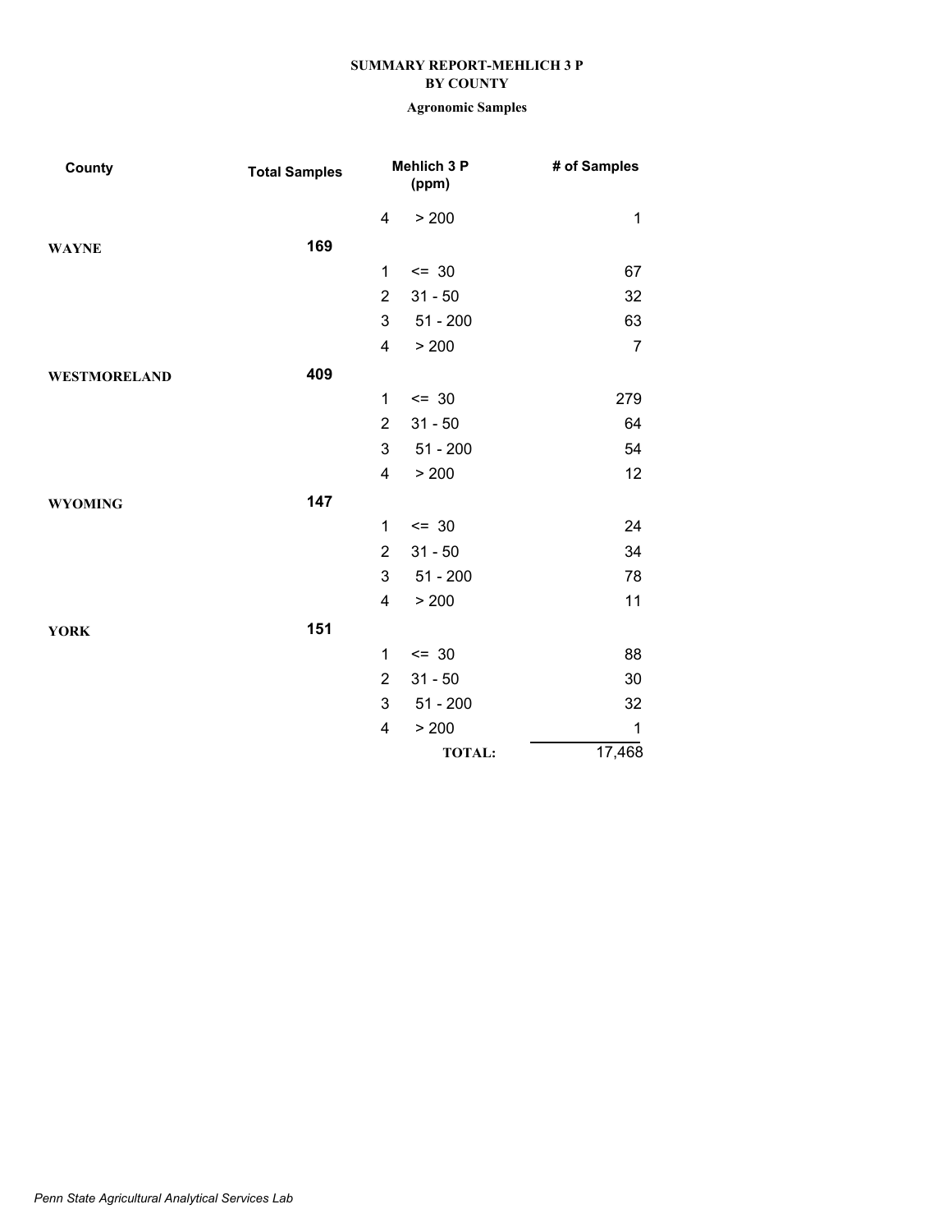**SUMMARY REPORT-MEHLICH 3 P**
**BY COUNTY**

**Agronomic Samples**

| County | Total Samples | | Mehlich 3 P (ppm) | # of Samples |
|---|---|---|---|---|
| | | 4 | > 200 | 1 |
| **WAYNE** | **169** | | | |
| | | 1 | <= 30 | 67 |
| | | 2 | 31 - 50 | 32 |
| | | 3 | 51 - 200 | 63 |
| | | 4 | > 200 | 7 |
| **WESTMORELAND** | **409** | | | |
| | | 1 | <= 30 | 279 |
| | | 2 | 31 - 50 | 64 |
| | | 3 | 51 - 200 | 54 |
| | | 4 | > 200 | 12 |
| **WYOMING** | **147** | | | |
| | | 1 | <= 30 | 24 |
| | | 2 | 31 - 50 | 34 |
| | | 3 | 51 - 200 | 78 |
| | | 4 | > 200 | 11 |
| **YORK** | **151** | | | |
| | | 1 | <= 30 | 88 |
| | | 2 | 31 - 50 | 30 |
| | | 3 | 51 - 200 | 32 |
| | | 4 | > 200 | 1 |
| | | | **TOTAL:** | 17,468 |

*Penn State Agricultural Analytical Services Lab*